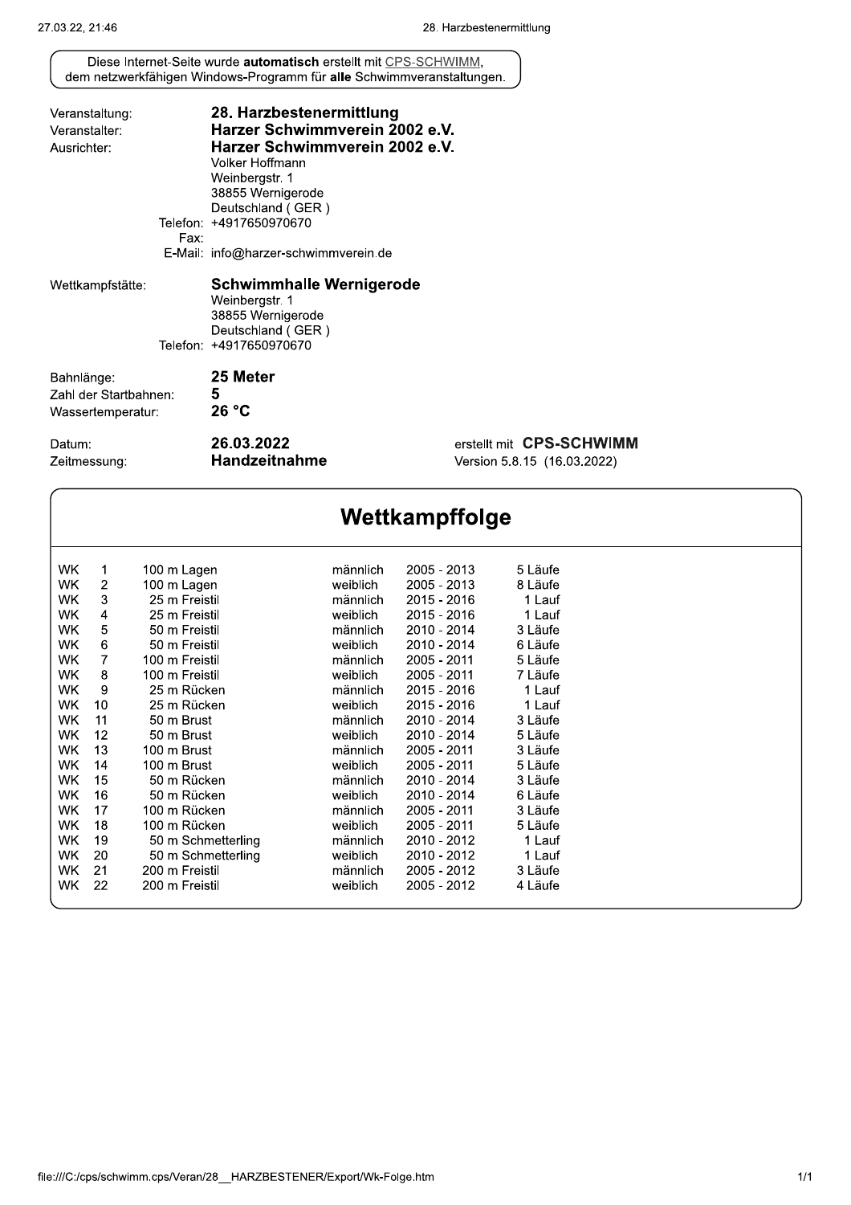Diese Internet-Seite wurde **automatisch** erstellt mit CPS-SCHWIMM, dem netzwerkfähigen Windows-Programm für **alle** Schwimmveranstaltungen.

| | |
|---|---|
| Veranstaltung: | **28. Harzbestenermittlung** |
| Veranstalter: | **Harzer Schwimmverein 2002 e.V.** |
| Ausrichter: | **Harzer Schwimmverein 2002 e.V.**<br>Volker Hoffmann<br>Weinbergstr. 1<br>38855 Wernigerode<br>Deutschland ( GER )<br>Telefon: +4917650970670<br>Fax:<br>E-Mail: info@harzer-schwimmverein.de |
| Wettkampfstätte: | **Schwimmhalle Wernigerode**<br>Weinbergstr. 1<br>38855 Wernigerode<br>Deutschland ( GER )<br>Telefon: +4917650970670 |
| Bahnlänge: | **25 Meter** |
| Zahl der Startbahnen: | **5** |
| Wassertemperatur: | **26 °C** |
| Datum: | **26.03.2022** |
| Zeitmessung: | **Handzeitnahme** |

erstellt mit **CPS-SCHWIMM**
Version 5.8.15 (16.03.2022)

# Wettkampffolge

| WK | Nr. | Strecke | Geschlecht | Jahrgänge | Läufe |
|---|---|---|---|---|---|
| WK | 1 | 100 m Lagen | männlich | 2005 - 2013 | 5 Läufe |
| WK | 2 | 100 m Lagen | weiblich | 2005 - 2013 | 8 Läufe |
| WK | 3 | 25 m Freistil | männlich | 2015 - 2016 | 1 Lauf |
| WK | 4 | 25 m Freistil | weiblich | 2015 - 2016 | 1 Lauf |
| WK | 5 | 50 m Freistil | männlich | 2010 - 2014 | 3 Läufe |
| WK | 6 | 50 m Freistil | weiblich | 2010 - 2014 | 6 Läufe |
| WK | 7 | 100 m Freistil | männlich | 2005 - 2011 | 5 Läufe |
| WK | 8 | 100 m Freistil | weiblich | 2005 - 2011 | 7 Läufe |
| WK | 9 | 25 m Rücken | männlich | 2015 - 2016 | 1 Lauf |
| WK | 10 | 25 m Rücken | weiblich | 2015 - 2016 | 1 Lauf |
| WK | 11 | 50 m Brust | männlich | 2010 - 2014 | 3 Läufe |
| WK | 12 | 50 m Brust | weiblich | 2010 - 2014 | 5 Läufe |
| WK | 13 | 100 m Brust | männlich | 2005 - 2011 | 3 Läufe |
| WK | 14 | 100 m Brust | weiblich | 2005 - 2011 | 5 Läufe |
| WK | 15 | 50 m Rücken | männlich | 2010 - 2014 | 3 Läufe |
| WK | 16 | 50 m Rücken | weiblich | 2010 - 2014 | 6 Läufe |
| WK | 17 | 100 m Rücken | männlich | 2005 - 2011 | 3 Läufe |
| WK | 18 | 100 m Rücken | weiblich | 2005 - 2011 | 5 Läufe |
| WK | 19 | 50 m Schmetterling | männlich | 2010 - 2012 | 1 Lauf |
| WK | 20 | 50 m Schmetterling | weiblich | 2010 - 2012 | 1 Lauf |
| WK | 21 | 200 m Freistil | männlich | 2005 - 2012 | 3 Läufe |
| WK | 22 | 200 m Freistil | weiblich | 2005 - 2012 | 4 Läufe |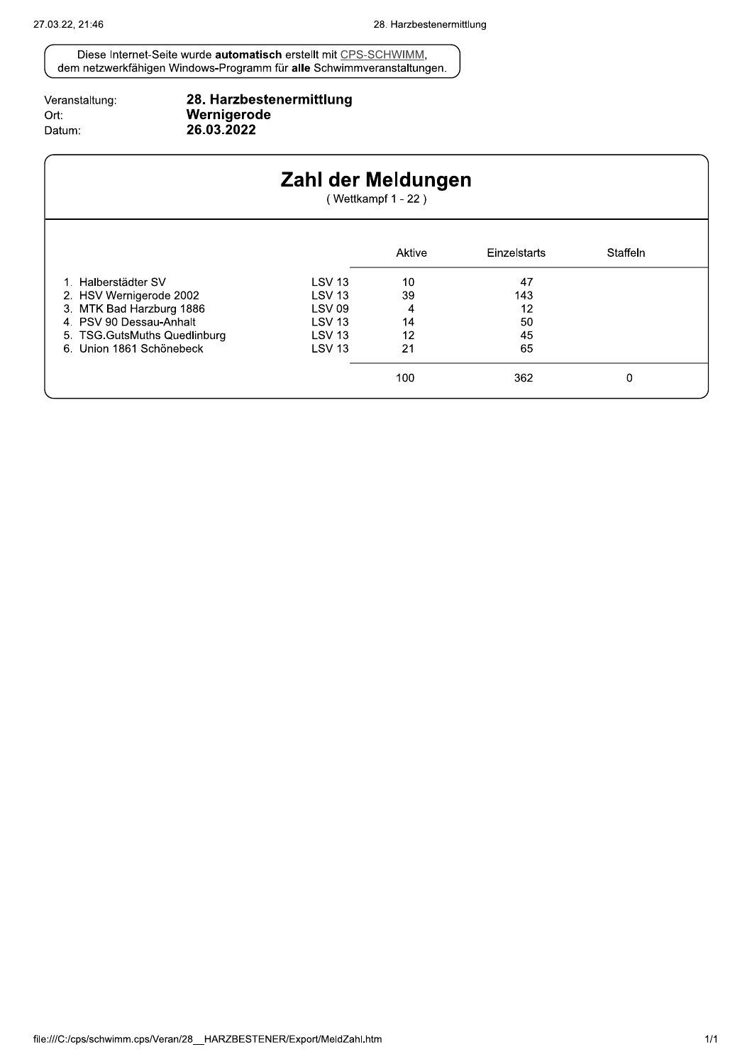Diese Internet-Seite wurde **automatisch** erstellt mit CPS-SCHWIMM, dem netzwerkfähigen Windows-Programm für **alle** Schwimmveranstaltungen.

Veranstaltung: **28. Harzbestenermittlung**
Ort: **Wernigerode**
Datum: **26.03.2022**

## Zahl der Meldungen

( Wettkampf 1 - 22 )

| | | Aktive | Einzelstarts | Staffeln |
|---|---|---|---|---|
| 1. Halberstädter SV | LSV 13 | 10 | 47 | |
| 2. HSV Wernigerode 2002 | LSV 13 | 39 | 143 | |
| 3. MTK Bad Harzburg 1886 | LSV 09 | 4 | 12 | |
| 4. PSV 90 Dessau-Anhalt | LSV 13 | 14 | 50 | |
| 5. TSG.GutsMuths Quedlinburg | LSV 13 | 12 | 45 | |
| 6. Union 1861 Schönebeck | LSV 13 | 21 | 65 | |
| | | 100 | 362 | 0 |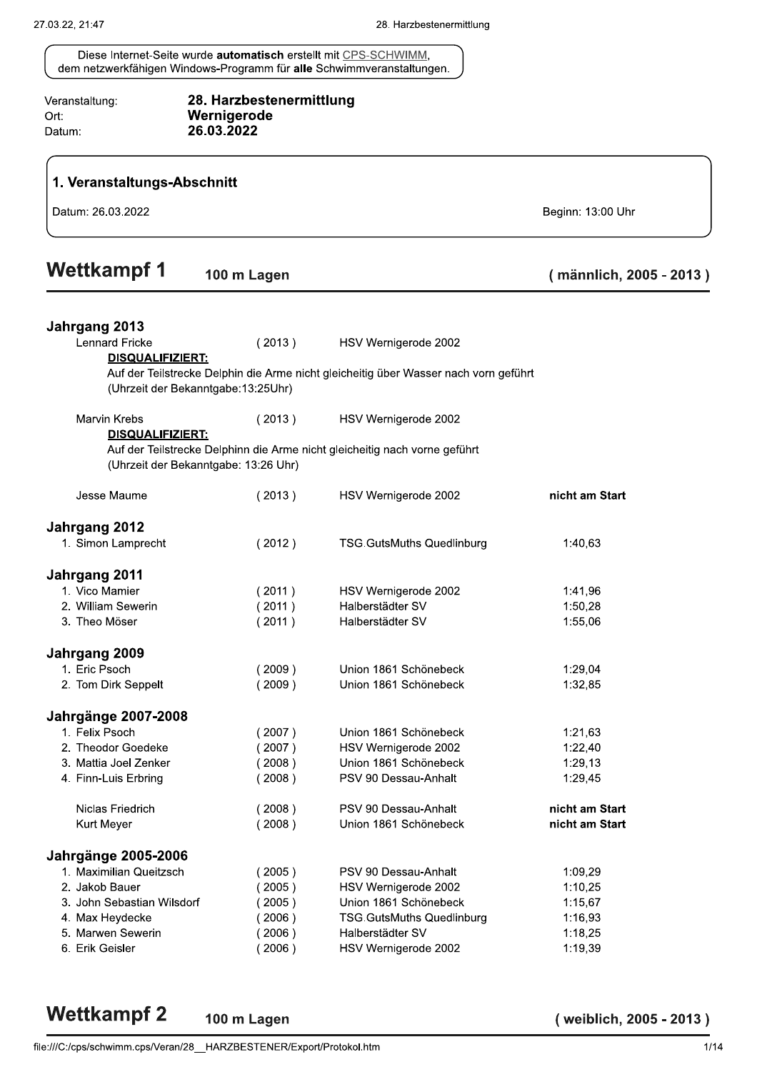Diese Internet-Seite wurde **automatisch** erstellt mit CPS-SCHWIMM, dem netzwerkfähigen Windows-Programm für **alle** Schwimmveranstaltungen.

Veranstaltung: **28. Harzbestenermittlung**
Ort: **Wernigerode**
Datum: **26.03.2022**

## 1. Veranstaltungs-Abschnitt

Datum: 26.03.2022 Beginn: 13:00 Uhr

# Wettkampf 1 100 m Lagen (männlich, 2005 - 2013)

### Jahrgang 2013

Lennard Fricke (2013) HSV Wernigerode 2002
**DISQUALIFIZIERT:**
Auf der Teilstrecke Delphin die Arme nicht gleicheitig über Wasser nach vorn geführt
(Uhrzeit der Bekanntgabe:13:25Uhr)

Marvin Krebs (2013) HSV Wernigerode 2002
**DISQUALIFIZIERT:**
Auf der Teilstrecke Delphinn die Arme nicht gleicheitig nach vorne geführt
(Uhrzeit der Bekanntgabe: 13:26 Uhr)

| | Name | Jg. | Verein | Zeit |
|---|---|---|---|---|
| | Jesse Maume | (2013) | HSV Wernigerode 2002 | **nicht am Start** |

### Jahrgang 2012

| | Name | Jg. | Verein | Zeit |
|---|---|---|---|---|
| 1. | Simon Lamprecht | (2012) | TSG.GutsMuths Quedlinburg | 1:40,63 |

### Jahrgang 2011

| | Name | Jg. | Verein | Zeit |
|---|---|---|---|---|
| 1. | Vico Mamier | (2011) | HSV Wernigerode 2002 | 1:41,96 |
| 2. | William Sewerin | (2011) | Halberstädter SV | 1:50,28 |
| 3. | Theo Möser | (2011) | Halberstädter SV | 1:55,06 |

### Jahrgang 2009

| | Name | Jg. | Verein | Zeit |
|---|---|---|---|---|
| 1. | Eric Psoch | (2009) | Union 1861 Schönebeck | 1:29,04 |
| 2. | Tom Dirk Seppelt | (2009) | Union 1861 Schönebeck | 1:32,85 |

### Jahrgänge 2007-2008

| | Name | Jg. | Verein | Zeit |
|---|---|---|---|---|
| 1. | Felix Psoch | (2007) | Union 1861 Schönebeck | 1:21,63 |
| 2. | Theodor Goedeke | (2007) | HSV Wernigerode 2002 | 1:22,40 |
| 3. | Mattia Joel Zenker | (2008) | Union 1861 Schönebeck | 1:29,13 |
| 4. | Finn-Luis Erbring | (2008) | PSV 90 Dessau-Anhalt | 1:29,45 |
| | Niclas Friedrich | (2008) | PSV 90 Dessau-Anhalt | **nicht am Start** |
| | Kurt Meyer | (2008) | Union 1861 Schönebeck | **nicht am Start** |

### Jahrgänge 2005-2006

| | Name | Jg. | Verein | Zeit |
|---|---|---|---|---|
| 1. | Maximilian Queitzsch | (2005) | PSV 90 Dessau-Anhalt | 1:09,29 |
| 2. | Jakob Bauer | (2005) | HSV Wernigerode 2002 | 1:10,25 |
| 3. | John Sebastian Wilsdorf | (2005) | Union 1861 Schönebeck | 1:15,67 |
| 4. | Max Heydecke | (2006) | TSG.GutsMuths Quedlinburg | 1:16,93 |
| 5. | Marwen Sewerin | (2006) | Halberstädter SV | 1:18,25 |
| 6. | Erik Geisler | (2006) | HSV Wernigerode 2002 | 1:19,39 |

# Wettkampf 2 100 m Lagen (weiblich, 2005 - 2013)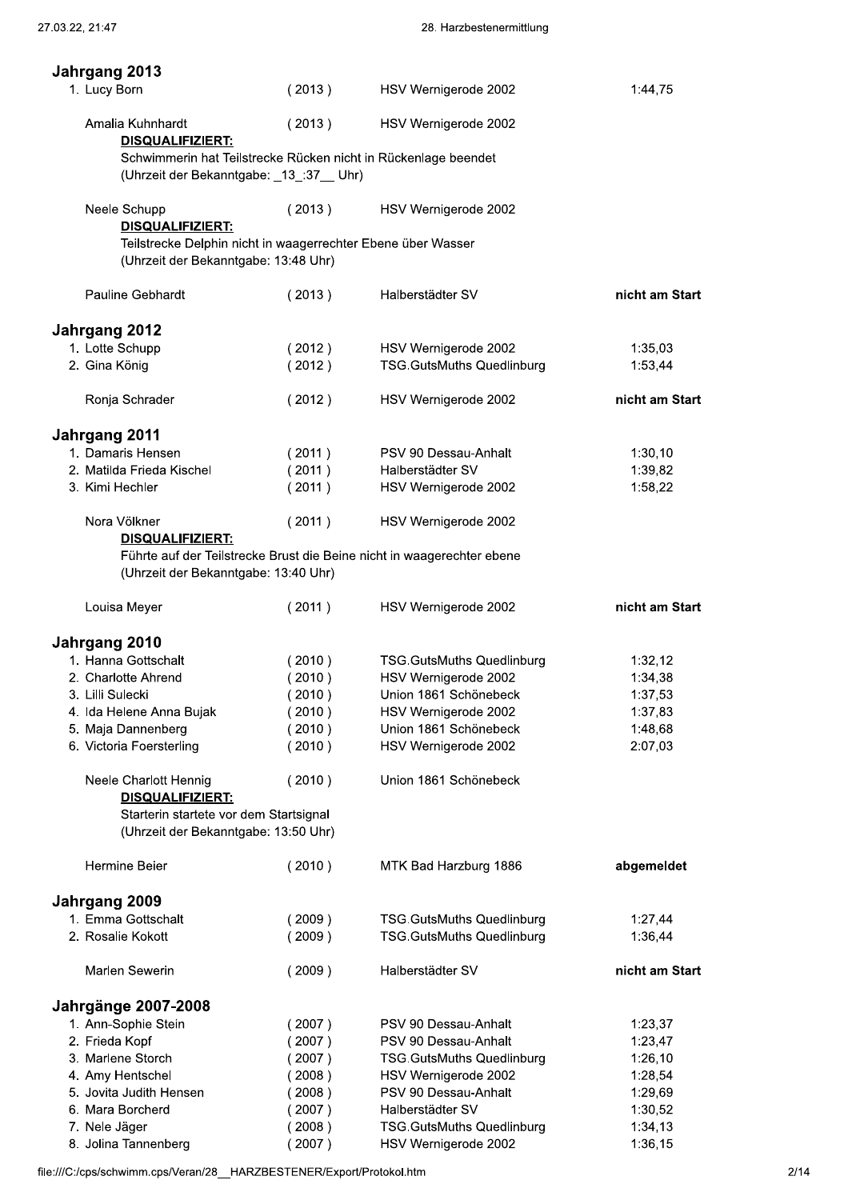## Jahrgang 2013

| | | | |
|---|---|---|---|
| 1. Lucy Born | ( 2013 ) | HSV Wernigerode 2002 | 1:44,75 |
| Amalia Kuhnhardt | ( 2013 ) | HSV Wernigerode 2002 | |

**DISQUALIFIZIERT:**
Schwimmerin hat Teilstrecke Rücken nicht in Rückenlage beendet
(Uhrzeit der Bekanntgabe: _13_:37__ Uhr)

| | | | |
|---|---|---|---|
| Neele Schupp | ( 2013 ) | HSV Wernigerode 2002 | |

**DISQUALIFIZIERT:**
Teilstrecke Delphin nicht in waagerrechter Ebene über Wasser
(Uhrzeit der Bekanntgabe: 13:48 Uhr)

| | | | |
|---|---|---|---|
| Pauline Gebhardt | ( 2013 ) | Halberstädter SV | **nicht am Start** |

## Jahrgang 2012

| | | | |
|---|---|---|---|
| 1. Lotte Schupp | ( 2012 ) | HSV Wernigerode 2002 | 1:35,03 |
| 2. Gina König | ( 2012 ) | TSG.GutsMuths Quedlinburg | 1:53,44 |
| Ronja Schrader | ( 2012 ) | HSV Wernigerode 2002 | **nicht am Start** |

## Jahrgang 2011

| | | | |
|---|---|---|---|
| 1. Damaris Hensen | ( 2011 ) | PSV 90 Dessau-Anhalt | 1:30,10 |
| 2. Matilda Frieda Kischel | ( 2011 ) | Halberstädter SV | 1:39,82 |
| 3. Kimi Hechler | ( 2011 ) | HSV Wernigerode 2002 | 1:58,22 |
| Nora Völkner | ( 2011 ) | HSV Wernigerode 2002 | |

**DISQUALIFIZIERT:**
Führte auf der Teilstrecke Brust die Beine nicht in waagerechter ebene
(Uhrzeit der Bekanntgabe: 13:40 Uhr)

| | | | |
|---|---|---|---|
| Louisa Meyer | ( 2011 ) | HSV Wernigerode 2002 | **nicht am Start** |

## Jahrgang 2010

| | | | |
|---|---|---|---|
| 1. Hanna Gottschalt | ( 2010 ) | TSG.GutsMuths Quedlinburg | 1:32,12 |
| 2. Charlotte Ahrend | ( 2010 ) | HSV Wernigerode 2002 | 1:34,38 |
| 3. Lilli Sulecki | ( 2010 ) | Union 1861 Schönebeck | 1:37,53 |
| 4. Ida Helene Anna Bujak | ( 2010 ) | HSV Wernigerode 2002 | 1:37,83 |
| 5. Maja Dannenberg | ( 2010 ) | Union 1861 Schönebeck | 1:48,68 |
| 6. Victoria Foersterling | ( 2010 ) | HSV Wernigerode 2002 | 2:07,03 |
| Neele Charlott Hennig | ( 2010 ) | Union 1861 Schönebeck | |

**DISQUALIFIZIERT:**
Starterin startete vor dem Startsignal
(Uhrzeit der Bekanntgabe: 13:50 Uhr)

| | | | |
|---|---|---|---|
| Hermine Beier | ( 2010 ) | MTK Bad Harzburg 1886 | **abgemeldet** |

## Jahrgang 2009

| | | | |
|---|---|---|---|
| 1. Emma Gottschalt | ( 2009 ) | TSG.GutsMuths Quedlinburg | 1:27,44 |
| 2. Rosalie Kokott | ( 2009 ) | TSG.GutsMuths Quedlinburg | 1:36,44 |
| Marlen Sewerin | ( 2009 ) | Halberstädter SV | **nicht am Start** |

## Jahrgänge 2007-2008

| | | | |
|---|---|---|---|
| 1. Ann-Sophie Stein | ( 2007 ) | PSV 90 Dessau-Anhalt | 1:23,37 |
| 2. Frieda Kopf | ( 2007 ) | PSV 90 Dessau-Anhalt | 1:23,47 |
| 3. Marlene Storch | ( 2007 ) | TSG.GutsMuths Quedlinburg | 1:26,10 |
| 4. Amy Hentschel | ( 2008 ) | HSV Wernigerode 2002 | 1:28,54 |
| 5. Jovita Judith Hensen | ( 2008 ) | PSV 90 Dessau-Anhalt | 1:29,69 |
| 6. Mara Borcherd | ( 2007 ) | Halberstädter SV | 1:30,52 |
| 7. Nele Jäger | ( 2008 ) | TSG.GutsMuths Quedlinburg | 1:34,13 |
| 8. Jolina Tannenberg | ( 2007 ) | HSV Wernigerode 2002 | 1:36,15 |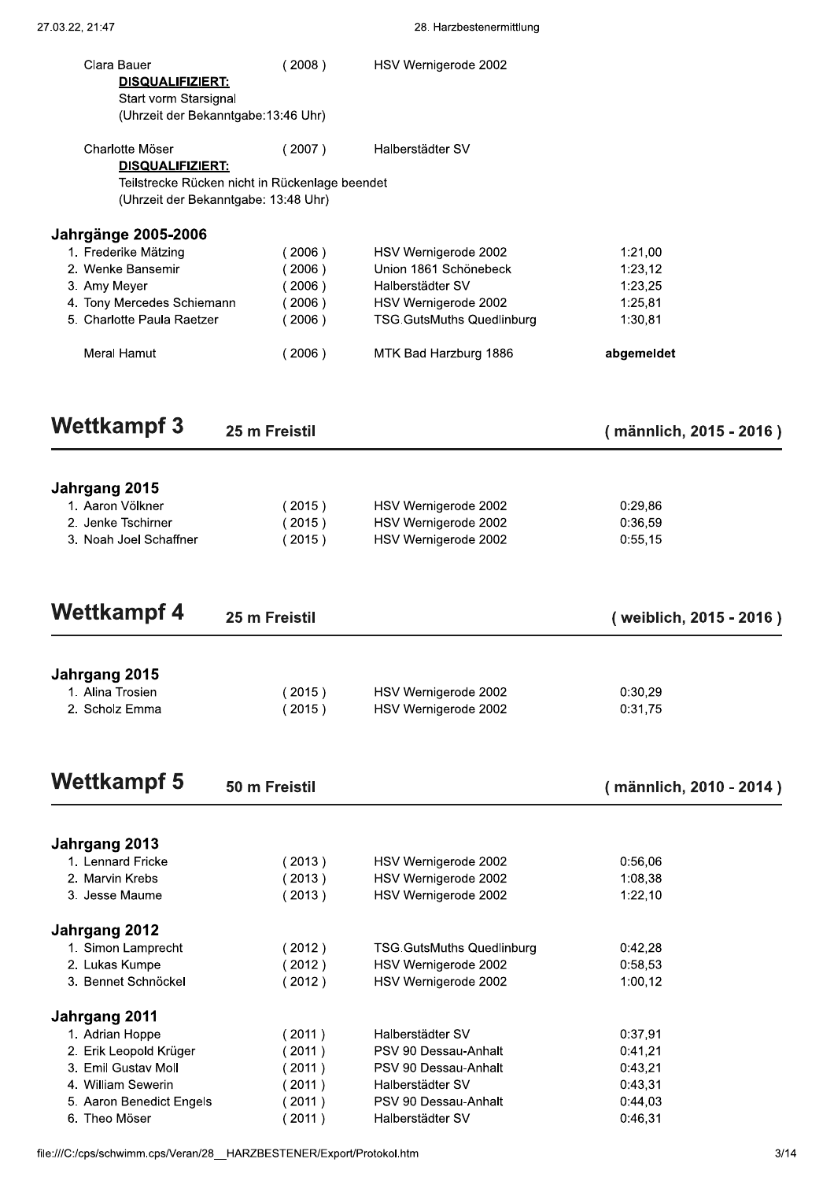| | | | |
|---|---|---|---|
| Clara Bauer | ( 2008 ) | HSV Wernigerode 2002 | |
| **DISQUALIFIZIERT:** Start vorm Starsignal (Uhrzeit der Bekanntgabe:13:46 Uhr) | | | |
| Charlotte Möser | ( 2007 ) | Halberstädter SV | |
| **DISQUALIFIZIERT:** Teilstrecke Rücken nicht in Rückenlage beendet (Uhrzeit der Bekanntgabe: 13:48 Uhr) | | | |

### Jahrgänge 2005-2006

| | | | |
|---|---|---|---|
| 1. Frederike Mätzing | ( 2006 ) | HSV Wernigerode 2002 | 1:21,00 |
| 2. Wenke Bansemir | ( 2006 ) | Union 1861 Schönebeck | 1:23,12 |
| 3. Amy Meyer | ( 2006 ) | Halberstädter SV | 1:23,25 |
| 4. Tony Mercedes Schiemann | ( 2006 ) | HSV Wernigerode 2002 | 1:25,81 |
| 5. Charlotte Paula Raetzer | ( 2006 ) | TSG.GutsMuths Quedlinburg | 1:30,81 |
| Meral Hamut | ( 2006 ) | MTK Bad Harzburg 1886 | **abgemeldet** |

## Wettkampf 3 — 25 m Freistil — ( männlich, 2015 - 2016 )

### Jahrgang 2015

| | | | |
|---|---|---|---|
| 1. Aaron Völkner | ( 2015 ) | HSV Wernigerode 2002 | 0:29,86 |
| 2. Jenke Tschirner | ( 2015 ) | HSV Wernigerode 2002 | 0:36,59 |
| 3. Noah Joel Schaffner | ( 2015 ) | HSV Wernigerode 2002 | 0:55,15 |

## Wettkampf 4 — 25 m Freistil — ( weiblich, 2015 - 2016 )

### Jahrgang 2015

| | | | |
|---|---|---|---|
| 1. Alina Trosien | ( 2015 ) | HSV Wernigerode 2002 | 0:30,29 |
| 2. Scholz Emma | ( 2015 ) | HSV Wernigerode 2002 | 0:31,75 |

## Wettkampf 5 — 50 m Freistil — ( männlich, 2010 - 2014 )

### Jahrgang 2013

| | | | |
|---|---|---|---|
| 1. Lennard Fricke | ( 2013 ) | HSV Wernigerode 2002 | 0:56,06 |
| 2. Marvin Krebs | ( 2013 ) | HSV Wernigerode 2002 | 1:08,38 |
| 3. Jesse Maume | ( 2013 ) | HSV Wernigerode 2002 | 1:22,10 |

### Jahrgang 2012

| | | | |
|---|---|---|---|
| 1. Simon Lamprecht | ( 2012 ) | TSG.GutsMuths Quedlinburg | 0:42,28 |
| 2. Lukas Kumpe | ( 2012 ) | HSV Wernigerode 2002 | 0:58,53 |
| 3. Bennet Schnöckel | ( 2012 ) | HSV Wernigerode 2002 | 1:00,12 |

### Jahrgang 2011

| | | | |
|---|---|---|---|
| 1. Adrian Hoppe | ( 2011 ) | Halberstädter SV | 0:37,91 |
| 2. Erik Leopold Krüger | ( 2011 ) | PSV 90 Dessau-Anhalt | 0:41,21 |
| 3. Emil Gustav Moll | ( 2011 ) | PSV 90 Dessau-Anhalt | 0:43,21 |
| 4. William Sewerin | ( 2011 ) | Halberstädter SV | 0:43,31 |
| 5. Aaron Benedict Engels | ( 2011 ) | PSV 90 Dessau-Anhalt | 0:44,03 |
| 6. Theo Möser | ( 2011 ) | Halberstädter SV | 0:46,31 |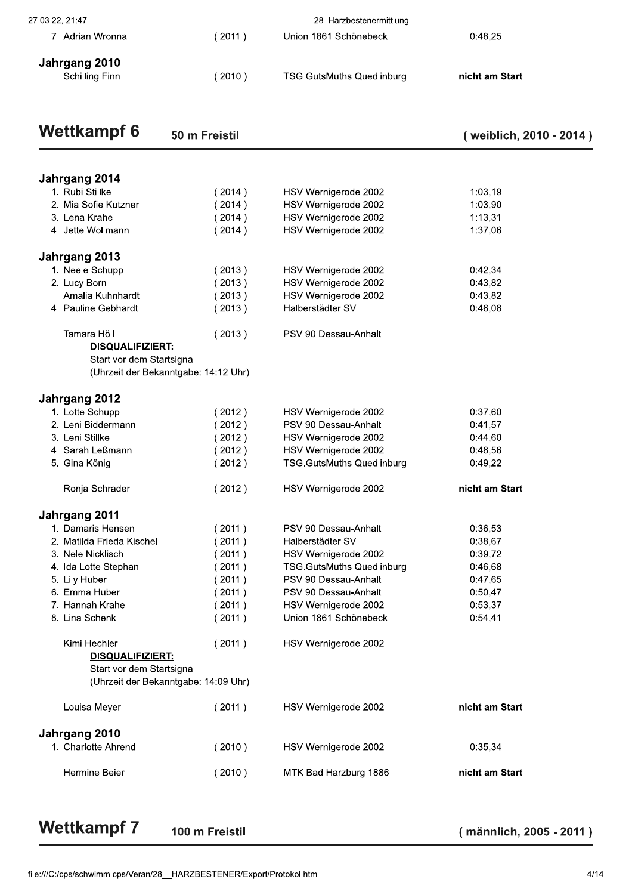| | | | |
|---|---|---|---|
| 7. Adrian Wronna | ( 2011 ) | Union 1861 Schönebeck | 0:48,25 |

**Jahrgang 2010**

| | | | |
|---|---|---|---|
| Schilling Finn | ( 2010 ) | TSG.GutsMuths Quedlinburg | **nicht am Start** |

## Wettkampf 6 — 50 m Freistil — ( weiblich, 2010 - 2014 )

**Jahrgang 2014**

| | | | |
|---|---|---|---|
| 1. Rubi Stillke | ( 2014 ) | HSV Wernigerode 2002 | 1:03,19 |
| 2. Mia Sofie Kutzner | ( 2014 ) | HSV Wernigerode 2002 | 1:03,90 |
| 3. Lena Krahe | ( 2014 ) | HSV Wernigerode 2002 | 1:13,31 |
| 4. Jette Wollmann | ( 2014 ) | HSV Wernigerode 2002 | 1:37,06 |

**Jahrgang 2013**

| | | | |
|---|---|---|---|
| 1. Neele Schupp | ( 2013 ) | HSV Wernigerode 2002 | 0:42,34 |
| 2. Lucy Born | ( 2013 ) | HSV Wernigerode 2002 | 0:43,82 |
| Amalia Kuhnhardt | ( 2013 ) | HSV Wernigerode 2002 | 0:43,82 |
| 4. Pauline Gebhardt | ( 2013 ) | Halberstädter SV | 0:46,08 |
| Tamara Höll | ( 2013 ) | PSV 90 Dessau-Anhalt | |

**DISQUALIFIZIERT:**
Start vor dem Startsignal
(Uhrzeit der Bekanntgabe: 14:12 Uhr)

**Jahrgang 2012**

| | | | |
|---|---|---|---|
| 1. Lotte Schupp | ( 2012 ) | HSV Wernigerode 2002 | 0:37,60 |
| 2. Leni Biddermann | ( 2012 ) | PSV 90 Dessau-Anhalt | 0:41,57 |
| 3. Leni Stillke | ( 2012 ) | HSV Wernigerode 2002 | 0:44,60 |
| 4. Sarah Leßmann | ( 2012 ) | HSV Wernigerode 2002 | 0:48,56 |
| 5. Gina König | ( 2012 ) | TSG.GutsMuths Quedlinburg | 0:49,22 |
| Ronja Schrader | ( 2012 ) | HSV Wernigerode 2002 | **nicht am Start** |

**Jahrgang 2011**

| | | | |
|---|---|---|---|
| 1. Damaris Hensen | ( 2011 ) | PSV 90 Dessau-Anhalt | 0:36,53 |
| 2. Matilda Frieda Kischel | ( 2011 ) | Halberstädter SV | 0:38,67 |
| 3. Nele Nicklisch | ( 2011 ) | HSV Wernigerode 2002 | 0:39,72 |
| 4. Ida Lotte Stephan | ( 2011 ) | TSG.GutsMuths Quedlinburg | 0:46,68 |
| 5. Lily Huber | ( 2011 ) | PSV 90 Dessau-Anhalt | 0:47,65 |
| 6. Emma Huber | ( 2011 ) | PSV 90 Dessau-Anhalt | 0:50,47 |
| 7. Hannah Krahe | ( 2011 ) | HSV Wernigerode 2002 | 0:53,37 |
| 8. Lina Schenk | ( 2011 ) | Union 1861 Schönebeck | 0:54,41 |
| Kimi Hechler | ( 2011 ) | HSV Wernigerode 2002 | |

**DISQUALIFIZIERT:**
Start vor dem Startsignal
(Uhrzeit der Bekanntgabe: 14:09 Uhr)

| | | | |
|---|---|---|---|
| Louisa Meyer | ( 2011 ) | HSV Wernigerode 2002 | **nicht am Start** |

**Jahrgang 2010**

| | | | |
|---|---|---|---|
| 1. Charlotte Ahrend | ( 2010 ) | HSV Wernigerode 2002 | 0:35,34 |
| Hermine Beier | ( 2010 ) | MTK Bad Harzburg 1886 | **nicht am Start** |

## Wettkampf 7 — 100 m Freistil — ( männlich, 2005 - 2011 )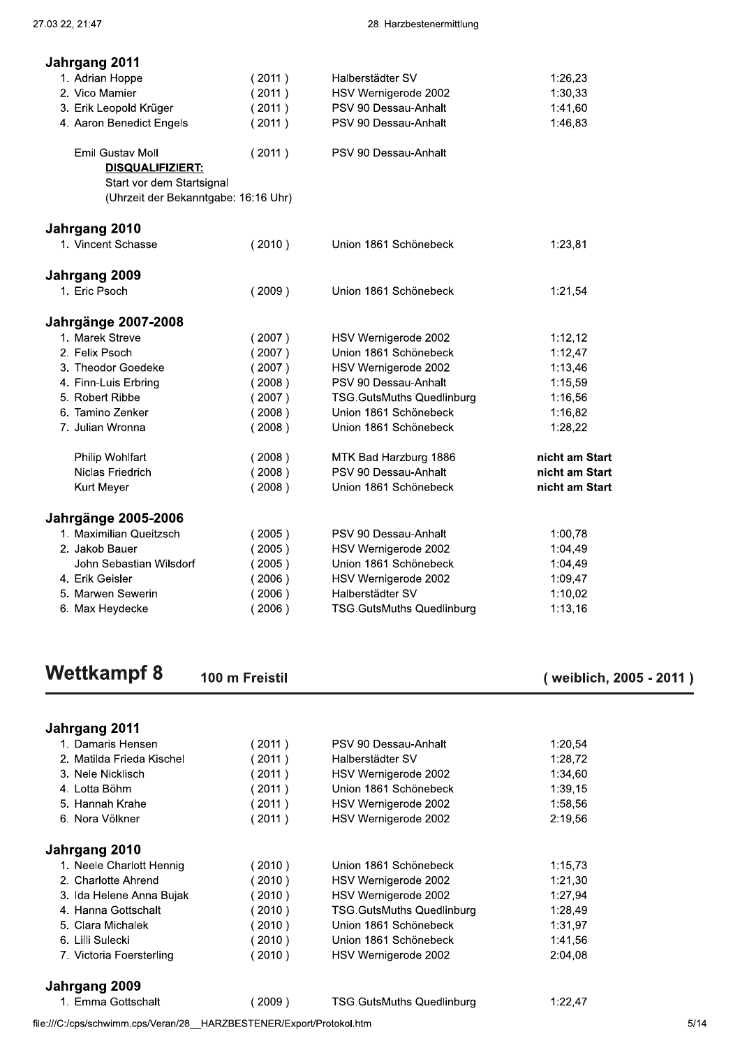### Jahrgang 2011

| | | | |
|---|---|---|---|
| 1. Adrian Hoppe | ( 2011 ) | Halberstädter SV | 1:26,23 |
| 2. Vico Mamier | ( 2011 ) | HSV Wernigerode 2002 | 1:30,33 |
| 3. Erik Leopold Krüger | ( 2011 ) | PSV 90 Dessau-Anhalt | 1:41,60 |
| 4. Aaron Benedict Engels | ( 2011 ) | PSV 90 Dessau-Anhalt | 1:46,83 |
| Emil Gustav Moll | ( 2011 ) | PSV 90 Dessau-Anhalt | |

**DISQUALIFIZIERT:**
Start vor dem Startsignal
(Uhrzeit der Bekanntgabe: 16:16 Uhr)

### Jahrgang 2010

| | | | |
|---|---|---|---|
| 1. Vincent Schasse | ( 2010 ) | Union 1861 Schönebeck | 1:23,81 |

### Jahrgang 2009

| | | | |
|---|---|---|---|
| 1. Eric Psoch | ( 2009 ) | Union 1861 Schönebeck | 1:21,54 |

### Jahrgänge 2007-2008

| | | | |
|---|---|---|---|
| 1. Marek Streve | ( 2007 ) | HSV Wernigerode 2002 | 1:12,12 |
| 2. Felix Psoch | ( 2007 ) | Union 1861 Schönebeck | 1:12,47 |
| 3. Theodor Goedeke | ( 2007 ) | HSV Wernigerode 2002 | 1:13,46 |
| 4. Finn-Luis Erbring | ( 2008 ) | PSV 90 Dessau-Anhalt | 1:15,59 |
| 5. Robert Ribbe | ( 2007 ) | TSG.GutsMuths Quedlinburg | 1:16,56 |
| 6. Tamino Zenker | ( 2008 ) | Union 1861 Schönebeck | 1:16,82 |
| 7. Julian Wronna | ( 2008 ) | Union 1861 Schönebeck | 1:28,22 |
| Philip Wohlfart | ( 2008 ) | MTK Bad Harzburg 1886 | **nicht am Start** |
| Niclas Friedrich | ( 2008 ) | PSV 90 Dessau-Anhalt | **nicht am Start** |
| Kurt Meyer | ( 2008 ) | Union 1861 Schönebeck | **nicht am Start** |

### Jahrgänge 2005-2006

| | | | |
|---|---|---|---|
| 1. Maximilian Queitzsch | ( 2005 ) | PSV 90 Dessau-Anhalt | 1:00,78 |
| 2. Jakob Bauer | ( 2005 ) | HSV Wernigerode 2002 | 1:04,49 |
| John Sebastian Wilsdorf | ( 2005 ) | Union 1861 Schönebeck | 1:04,49 |
| 4. Erik Geisler | ( 2006 ) | HSV Wernigerode 2002 | 1:09,47 |
| 5. Marwen Sewerin | ( 2006 ) | Halberstädter SV | 1:10,02 |
| 6. Max Heydecke | ( 2006 ) | TSG.GutsMuths Quedlinburg | 1:13,16 |

## Wettkampf 8 — 100 m Freistil — ( weiblich, 2005 - 2011 )

### Jahrgang 2011

| | | | |
|---|---|---|---|
| 1. Damaris Hensen | ( 2011 ) | PSV 90 Dessau-Anhalt | 1:20,54 |
| 2. Matilda Frieda Kischel | ( 2011 ) | Halberstädter SV | 1:28,72 |
| 3. Nele Nicklisch | ( 2011 ) | HSV Wernigerode 2002 | 1:34,60 |
| 4. Lotta Böhm | ( 2011 ) | Union 1861 Schönebeck | 1:39,15 |
| 5. Hannah Krahe | ( 2011 ) | HSV Wernigerode 2002 | 1:58,56 |
| 6. Nora Völkner | ( 2011 ) | HSV Wernigerode 2002 | 2:19,56 |

### Jahrgang 2010

| | | | |
|---|---|---|---|
| 1. Neele Charlott Hennig | ( 2010 ) | Union 1861 Schönebeck | 1:15,73 |
| 2. Charlotte Ahrend | ( 2010 ) | HSV Wernigerode 2002 | 1:21,30 |
| 3. Ida Helene Anna Bujak | ( 2010 ) | HSV Wernigerode 2002 | 1:27,94 |
| 4. Hanna Gottschalt | ( 2010 ) | TSG.GutsMuths Quedlinburg | 1:28,49 |
| 5. Clara Michalek | ( 2010 ) | Union 1861 Schönebeck | 1:31,97 |
| 6. Lilli Sulecki | ( 2010 ) | Union 1861 Schönebeck | 1:41,56 |
| 7. Victoria Foersterling | ( 2010 ) | HSV Wernigerode 2002 | 2:04,08 |

### Jahrgang 2009

| | | | |
|---|---|---|---|
| 1. Emma Gottschalt | ( 2009 ) | TSG.GutsMuths Quedlinburg | 1:22,47 |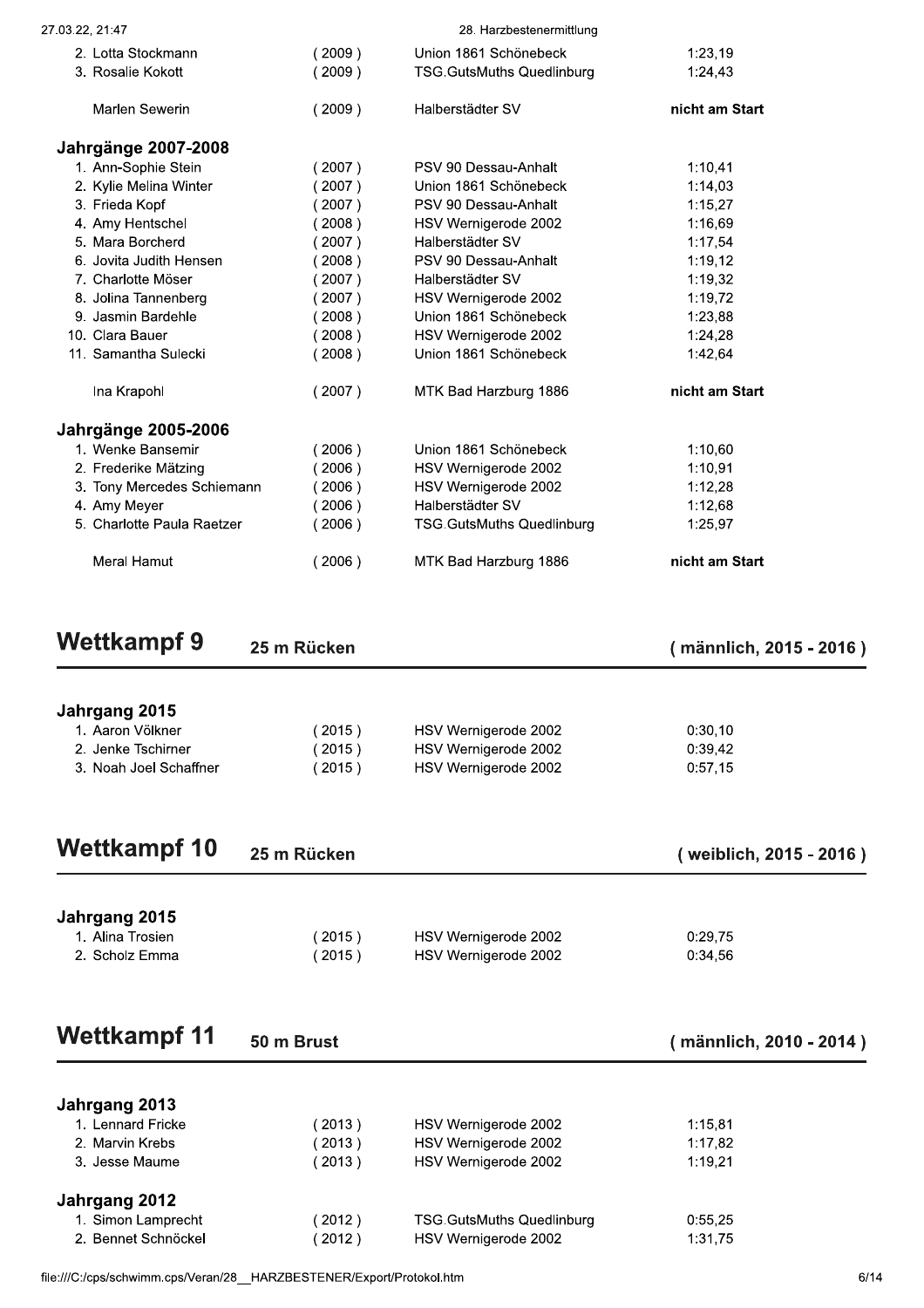| | | | |
|---|---|---|---|
| 2. Lotta Stockmann | ( 2009 ) | Union 1861 Schönebeck | 1:23,19 |
| 3. Rosalie Kokott | ( 2009 ) | TSG.GutsMuths Quedlinburg | 1:24,43 |
| Marlen Sewerin | ( 2009 ) | Halberstädter SV | **nicht am Start** |

### Jahrgänge 2007-2008

| | | | |
|---|---|---|---|
| 1. Ann-Sophie Stein | ( 2007 ) | PSV 90 Dessau-Anhalt | 1:10,41 |
| 2. Kylie Melina Winter | ( 2007 ) | Union 1861 Schönebeck | 1:14,03 |
| 3. Frieda Kopf | ( 2007 ) | PSV 90 Dessau-Anhalt | 1:15,27 |
| 4. Amy Hentschel | ( 2008 ) | HSV Wernigerode 2002 | 1:16,69 |
| 5. Mara Borcherd | ( 2007 ) | Halberstädter SV | 1:17,54 |
| 6. Jovita Judith Hensen | ( 2008 ) | PSV 90 Dessau-Anhalt | 1:19,12 |
| 7. Charlotte Möser | ( 2007 ) | Halberstädter SV | 1:19,32 |
| 8. Jolina Tannenberg | ( 2007 ) | HSV Wernigerode 2002 | 1:19,72 |
| 9. Jasmin Bardehle | ( 2008 ) | Union 1861 Schönebeck | 1:23,88 |
| 10. Clara Bauer | ( 2008 ) | HSV Wernigerode 2002 | 1:24,28 |
| 11. Samantha Sulecki | ( 2008 ) | Union 1861 Schönebeck | 1:42,64 |
| Ina Krapohl | ( 2007 ) | MTK Bad Harzburg 1886 | **nicht am Start** |

### Jahrgänge 2005-2006

| | | | |
|---|---|---|---|
| 1. Wenke Bansemir | ( 2006 ) | Union 1861 Schönebeck | 1:10,60 |
| 2. Frederike Mätzing | ( 2006 ) | HSV Wernigerode 2002 | 1:10,91 |
| 3. Tony Mercedes Schiemann | ( 2006 ) | HSV Wernigerode 2002 | 1:12,28 |
| 4. Amy Meyer | ( 2006 ) | Halberstädter SV | 1:12,68 |
| 5. Charlotte Paula Raetzer | ( 2006 ) | TSG.GutsMuths Quedlinburg | 1:25,97 |
| Meral Hamut | ( 2006 ) | MTK Bad Harzburg 1886 | **nicht am Start** |

## Wettkampf 9 — 25 m Rücken — ( männlich, 2015 - 2016 )

### Jahrgang 2015

| | | | |
|---|---|---|---|
| 1. Aaron Völkner | ( 2015 ) | HSV Wernigerode 2002 | 0:30,10 |
| 2. Jenke Tschirner | ( 2015 ) | HSV Wernigerode 2002 | 0:39,42 |
| 3. Noah Joel Schaffner | ( 2015 ) | HSV Wernigerode 2002 | 0:57,15 |

## Wettkampf 10 — 25 m Rücken — ( weiblich, 2015 - 2016 )

### Jahrgang 2015

| | | | |
|---|---|---|---|
| 1. Alina Trosien | ( 2015 ) | HSV Wernigerode 2002 | 0:29,75 |
| 2. Scholz Emma | ( 2015 ) | HSV Wernigerode 2002 | 0:34,56 |

## Wettkampf 11 — 50 m Brust — ( männlich, 2010 - 2014 )

### Jahrgang 2013

| | | | |
|---|---|---|---|
| 1. Lennard Fricke | ( 2013 ) | HSV Wernigerode 2002 | 1:15,81 |
| 2. Marvin Krebs | ( 2013 ) | HSV Wernigerode 2002 | 1:17,82 |
| 3. Jesse Maume | ( 2013 ) | HSV Wernigerode 2002 | 1:19,21 |

### Jahrgang 2012

| | | | |
|---|---|---|---|
| 1. Simon Lamprecht | ( 2012 ) | TSG.GutsMuths Quedlinburg | 0:55,25 |
| 2. Bennet Schnöckel | ( 2012 ) | HSV Wernigerode 2002 | 1:31,75 |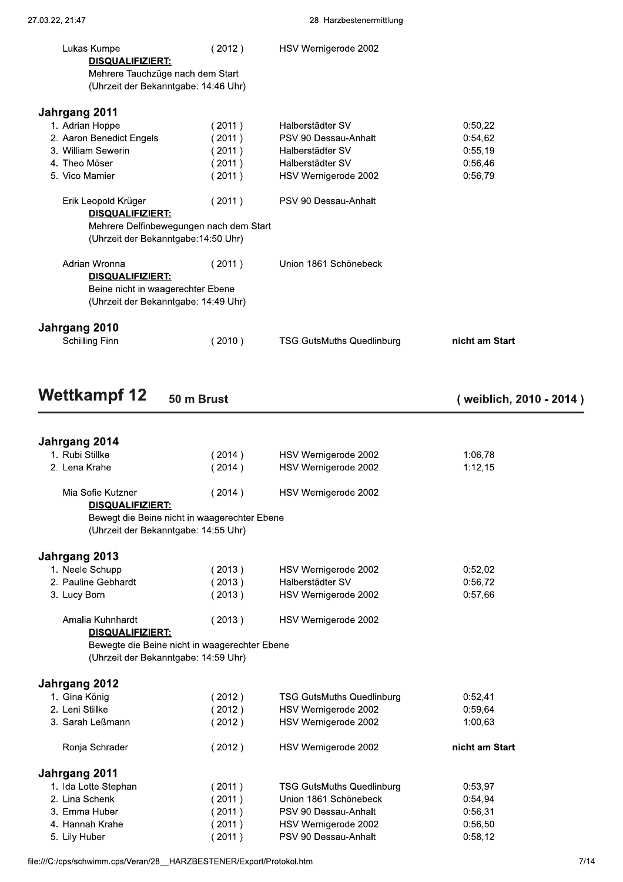Lukas Kumpe (2012) HSV Wernigerode 2002
**DISQUALIFIZIERT:**
Mehrere Tauchzüge nach dem Start
(Uhrzeit der Bekanntgabe: 14:46 Uhr)

### Jahrgang 2011

| Platz | Name | Jahrgang | Verein | Zeit |
|---|---|---|---|---|
| 1. | Adrian Hoppe | (2011) | Halberstädter SV | 0:50,22 |
| 2. | Aaron Benedict Engels | (2011) | PSV 90 Dessau-Anhalt | 0:54,62 |
| 3. | William Sewerin | (2011) | Halberstädter SV | 0:55,19 |
| 4. | Theo Möser | (2011) | Halberstädter SV | 0:56,46 |
| 5. | Vico Mamier | (2011) | HSV Wernigerode 2002 | 0:56,79 |

Erik Leopold Krüger (2011) PSV 90 Dessau-Anhalt
**DISQUALIFIZIERT:**
Mehrere Delfinbewegungen nach dem Start
(Uhrzeit der Bekanntgabe:14:50 Uhr)

Adrian Wronna (2011) Union 1861 Schönebeck
**DISQUALIFIZIERT:**
Beine nicht in waagerechter Ebene
(Uhrzeit der Bekanntgabe: 14:49 Uhr)

### Jahrgang 2010

| Name | Jahrgang | Verein | Zeit |
|---|---|---|---|
| Schilling Finn | (2010) | TSG.GutsMuths Quedlinburg | **nicht am Start** |

## Wettkampf 12 — 50 m Brust (weiblich, 2010 - 2014)

### Jahrgang 2014

| Platz | Name | Jahrgang | Verein | Zeit |
|---|---|---|---|---|
| 1. | Rubi Stillke | (2014) | HSV Wernigerode 2002 | 1:06,78 |
| 2. | Lena Krahe | (2014) | HSV Wernigerode 2002 | 1:12,15 |

Mia Sofie Kutzner (2014) HSV Wernigerode 2002
**DISQUALIFIZIERT:**
Bewegt die Beine nicht in waagerechter Ebene
(Uhrzeit der Bekanntgabe: 14:55 Uhr)

### Jahrgang 2013

| Platz | Name | Jahrgang | Verein | Zeit |
|---|---|---|---|---|
| 1. | Neele Schupp | (2013) | HSV Wernigerode 2002 | 0:52,02 |
| 2. | Pauline Gebhardt | (2013) | Halberstädter SV | 0:56,72 |
| 3. | Lucy Born | (2013) | HSV Wernigerode 2002 | 0:57,66 |

Amalia Kuhnhardt (2013) HSV Wernigerode 2002
**DISQUALIFIZIERT:**
Bewegte die Beine nicht in waagerechter Ebene
(Uhrzeit der Bekanntgabe: 14:59 Uhr)

### Jahrgang 2012

| Platz | Name | Jahrgang | Verein | Zeit |
|---|---|---|---|---|
| 1. | Gina König | (2012) | TSG.GutsMuths Quedlinburg | 0:52,41 |
| 2. | Leni Stillke | (2012) | HSV Wernigerode 2002 | 0:59,64 |
| 3. | Sarah Leßmann | (2012) | HSV Wernigerode 2002 | 1:00,63 |
| | Ronja Schrader | (2012) | HSV Wernigerode 2002 | **nicht am Start** |

### Jahrgang 2011

| Platz | Name | Jahrgang | Verein | Zeit |
|---|---|---|---|---|
| 1. | Ida Lotte Stephan | (2011) | TSG.GutsMuths Quedlinburg | 0:53,97 |
| 2. | Lina Schenk | (2011) | Union 1861 Schönebeck | 0:54,94 |
| 3. | Emma Huber | (2011) | PSV 90 Dessau-Anhalt | 0:56,31 |
| 4. | Hannah Krahe | (2011) | HSV Wernigerode 2002 | 0:56,50 |
| 5. | Lily Huber | (2011) | PSV 90 Dessau-Anhalt | 0:58,12 |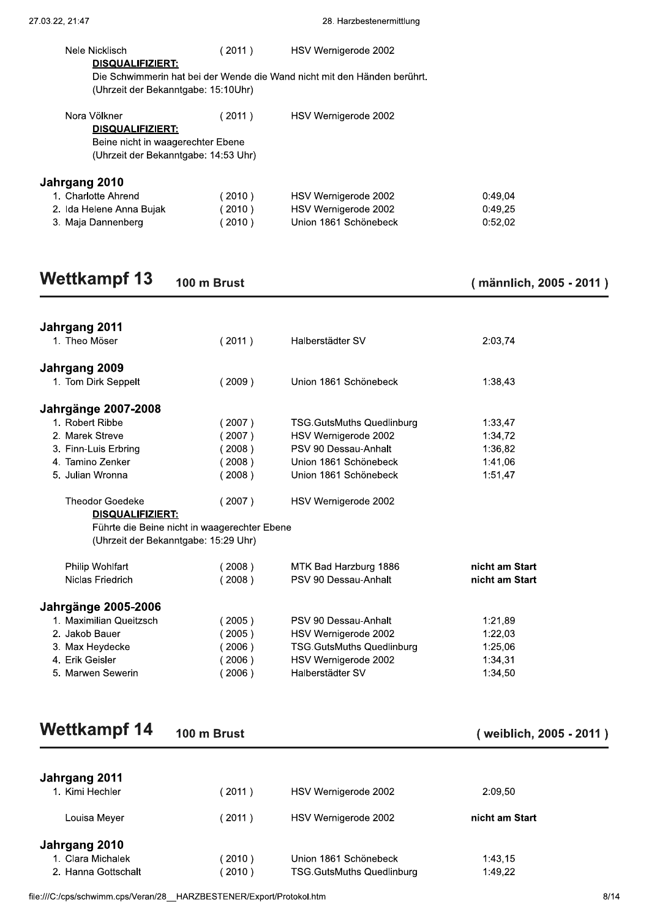Nele Nicklisch (2011) HSV Wernigerode 2002
**DISQUALIFIZIERT:**
Die Schwimmerin hat bei der Wende die Wand nicht mit den Händen berührt.
(Uhrzeit der Bekanntgabe: 15:10Uhr)

Nora Völkner (2011) HSV Wernigerode 2002
**DISQUALIFIZIERT:**
Beine nicht in waagerechter Ebene
(Uhrzeit der Bekanntgabe: 14:53 Uhr)

### Jahrgang 2010

| Platz | Name | Jahrgang | Verein | Zeit |
|---|---|---|---|---|
| 1. | Charlotte Ahrend | (2010) | HSV Wernigerode 2002 | 0:49,04 |
| 2. | Ida Helene Anna Bujak | (2010) | HSV Wernigerode 2002 | 0:49,25 |
| 3. | Maja Dannenberg | (2010) | Union 1861 Schönebeck | 0:52,02 |

## Wettkampf 13 — 100 m Brust (männlich, 2005 - 2011)

### Jahrgang 2011

| Platz | Name | Jahrgang | Verein | Zeit |
|---|---|---|---|---|
| 1. | Theo Möser | (2011) | Halberstädter SV | 2:03,74 |

### Jahrgang 2009

| Platz | Name | Jahrgang | Verein | Zeit |
|---|---|---|---|---|
| 1. | Tom Dirk Seppelt | (2009) | Union 1861 Schönebeck | 1:38,43 |

### Jahrgänge 2007-2008

| Platz | Name | Jahrgang | Verein | Zeit |
|---|---|---|---|---|
| 1. | Robert Ribbe | (2007) | TSG.GutsMuths Quedlinburg | 1:33,47 |
| 2. | Marek Streve | (2007) | HSV Wernigerode 2002 | 1:34,72 |
| 3. | Finn-Luis Erbring | (2008) | PSV 90 Dessau-Anhalt | 1:36,82 |
| 4. | Tamino Zenker | (2008) | Union 1861 Schönebeck | 1:41,06 |
| 5. | Julian Wronna | (2008) | Union 1861 Schönebeck | 1:51,47 |

Theodor Goedeke (2007) HSV Wernigerode 2002
**DISQUALIFIZIERT:**
Führte die Beine nicht in waagerechter Ebene
(Uhrzeit der Bekanntgabe: 15:29 Uhr)

| Name | Jahrgang | Verein | Zeit |
|---|---|---|---|
| Philip Wohlfart | (2008) | MTK Bad Harzburg 1886 | **nicht am Start** |
| Niclas Friedrich | (2008) | PSV 90 Dessau-Anhalt | **nicht am Start** |

### Jahrgänge 2005-2006

| Platz | Name | Jahrgang | Verein | Zeit |
|---|---|---|---|---|
| 1. | Maximilian Queitzsch | (2005) | PSV 90 Dessau-Anhalt | 1:21,89 |
| 2. | Jakob Bauer | (2005) | HSV Wernigerode 2002 | 1:22,03 |
| 3. | Max Heydecke | (2006) | TSG.GutsMuths Quedlinburg | 1:25,06 |
| 4. | Erik Geisler | (2006) | HSV Wernigerode 2002 | 1:34,31 |
| 5. | Marwen Sewerin | (2006) | Halberstädter SV | 1:34,50 |

## Wettkampf 14 — 100 m Brust (weiblich, 2005 - 2011)

### Jahrgang 2011

| Platz | Name | Jahrgang | Verein | Zeit |
|---|---|---|---|---|
| 1. | Kimi Hechler | (2011) | HSV Wernigerode 2002 | 2:09,50 |
| | Louisa Meyer | (2011) | HSV Wernigerode 2002 | **nicht am Start** |

### Jahrgang 2010

| Platz | Name | Jahrgang | Verein | Zeit |
|---|---|---|---|---|
| 1. | Clara Michalek | (2010) | Union 1861 Schönebeck | 1:43,15 |
| 2. | Hanna Gottschalt | (2010) | TSG.GutsMuths Quedlinburg | 1:49,22 |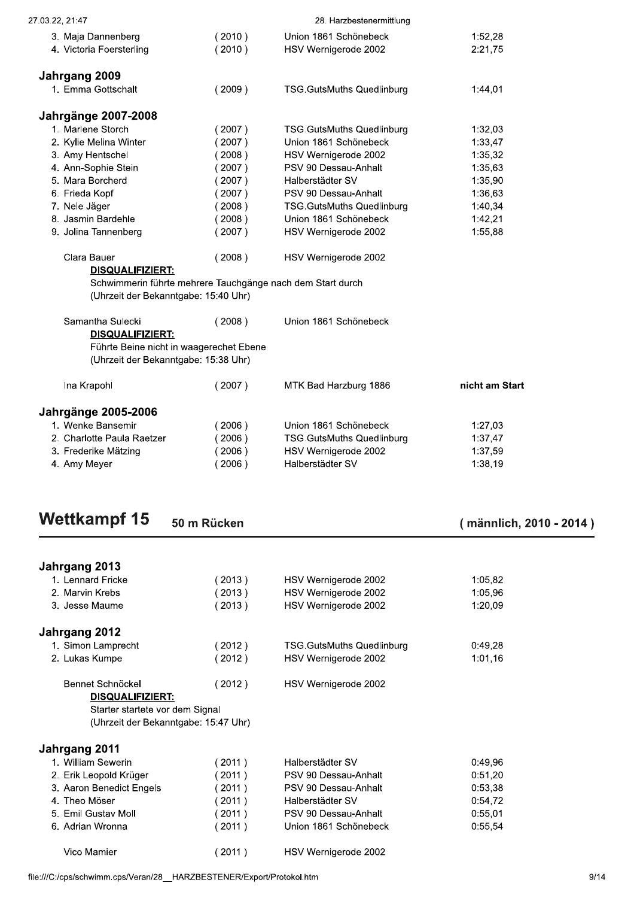3. Maja Dannenberg (2010) Union 1861 Schönebeck 1:52,28
4. Victoria Foersterling (2010) HSV Wernigerode 2002 2:21,75

### Jahrgang 2009

| Platz | Name | Jahrgang | Verein | Zeit |
|---|---|---|---|---|
| 1. | Emma Gottschalt | (2009) | TSG.GutsMuths Quedlinburg | 1:44,01 |

### Jahrgänge 2007-2008

| Platz | Name | Jahrgang | Verein | Zeit |
|---|---|---|---|---|
| 1. | Marlene Storch | (2007) | TSG.GutsMuths Quedlinburg | 1:32,03 |
| 2. | Kylie Melina Winter | (2007) | Union 1861 Schönebeck | 1:33,47 |
| 3. | Amy Hentschel | (2008) | HSV Wernigerode 2002 | 1:35,32 |
| 4. | Ann-Sophie Stein | (2007) | PSV 90 Dessau-Anhalt | 1:35,63 |
| 5. | Mara Borcherd | (2007) | Halberstädter SV | 1:35,90 |
| 6. | Frieda Kopf | (2007) | PSV 90 Dessau-Anhalt | 1:36,63 |
| 7. | Nele Jäger | (2008) | TSG.GutsMuths Quedlinburg | 1:40,34 |
| 8. | Jasmin Bardehle | (2008) | Union 1861 Schönebeck | 1:42,21 |
| 9. | Jolina Tannenberg | (2007) | HSV Wernigerode 2002 | 1:55,88 |

Clara Bauer (2008) HSV Wernigerode 2002
**DISQUALIFIZIERT:**
Schwimmerin führte mehrere Tauchgänge nach dem Start durch
(Uhrzeit der Bekanntgabe: 15:40 Uhr)

Samantha Sulecki (2008) Union 1861 Schönebeck
**DISQUALIFIZIERT:**
Führte Beine nicht in waagerechet Ebene
(Uhrzeit der Bekanntgabe: 15:38 Uhr)

Ina Krapohl (2007) MTK Bad Harzburg 1886 **nicht am Start**

### Jahrgänge 2005-2006

| Platz | Name | Jahrgang | Verein | Zeit |
|---|---|---|---|---|
| 1. | Wenke Bansemir | (2006) | Union 1861 Schönebeck | 1:27,03 |
| 2. | Charlotte Paula Raetzer | (2006) | TSG.GutsMuths Quedlinburg | 1:37,47 |
| 3. | Frederike Mätzing | (2006) | HSV Wernigerode 2002 | 1:37,59 |
| 4. | Amy Meyer | (2006) | Halberstädter SV | 1:38,19 |

## Wettkampf 15 — 50 m Rücken (männlich, 2010 - 2014)

### Jahrgang 2013

| Platz | Name | Jahrgang | Verein | Zeit |
|---|---|---|---|---|
| 1. | Lennard Fricke | (2013) | HSV Wernigerode 2002 | 1:05,82 |
| 2. | Marvin Krebs | (2013) | HSV Wernigerode 2002 | 1:05,96 |
| 3. | Jesse Maume | (2013) | HSV Wernigerode 2002 | 1:20,09 |

### Jahrgang 2012

| Platz | Name | Jahrgang | Verein | Zeit |
|---|---|---|---|---|
| 1. | Simon Lamprecht | (2012) | TSG.GutsMuths Quedlinburg | 0:49,28 |
| 2. | Lukas Kumpe | (2012) | HSV Wernigerode 2002 | 1:01,16 |

Bennet Schnöckel (2012) HSV Wernigerode 2002
**DISQUALIFIZIERT:**
Starter startete vor dem Signal
(Uhrzeit der Bekanntgabe: 15:47 Uhr)

### Jahrgang 2011

| Platz | Name | Jahrgang | Verein | Zeit |
|---|---|---|---|---|
| 1. | William Sewerin | (2011) | Halberstädter SV | 0:49,96 |
| 2. | Erik Leopold Krüger | (2011) | PSV 90 Dessau-Anhalt | 0:51,20 |
| 3. | Aaron Benedict Engels | (2011) | PSV 90 Dessau-Anhalt | 0:53,38 |
| 4. | Theo Möser | (2011) | Halberstädter SV | 0:54,72 |
| 5. | Emil Gustav Moll | (2011) | PSV 90 Dessau-Anhalt | 0:55,01 |
| 6. | Adrian Wronna | (2011) | Union 1861 Schönebeck | 0:55,54 |

Vico Mamier (2011) HSV Wernigerode 2002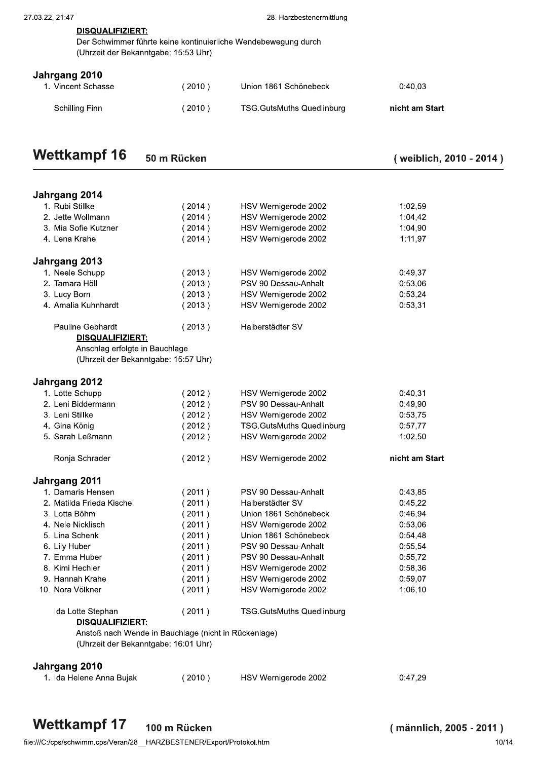**DISQUALIFIZIERT:**
Der Schwimmer führte keine kontinuierliche Wendebewegung durch
(Uhrzeit der Bekanntgabe: 15:53 Uhr)

### Jahrgang 2010

| Platz | Name | Jahrgang | Verein | Zeit |
|---|---|---|---|---|
| 1. | Vincent Schasse | ( 2010 ) | Union 1861 Schönebeck | 0:40,03 |
| | Schilling Finn | ( 2010 ) | TSG.GutsMuths Quedlinburg | **nicht am Start** |

## Wettkampf 16 — 50 m Rücken (weiblich, 2010 - 2014)

### Jahrgang 2014

| Platz | Name | Jahrgang | Verein | Zeit |
|---|---|---|---|---|
| 1. | Rubi Stillke | ( 2014 ) | HSV Wernigerode 2002 | 1:02,59 |
| 2. | Jette Wollmann | ( 2014 ) | HSV Wernigerode 2002 | 1:04,42 |
| 3. | Mia Sofie Kutzner | ( 2014 ) | HSV Wernigerode 2002 | 1:04,90 |
| 4. | Lena Krahe | ( 2014 ) | HSV Wernigerode 2002 | 1:11,97 |

### Jahrgang 2013

| Platz | Name | Jahrgang | Verein | Zeit |
|---|---|---|---|---|
| 1. | Neele Schupp | ( 2013 ) | HSV Wernigerode 2002 | 0:49,37 |
| 2. | Tamara Höll | ( 2013 ) | PSV 90 Dessau-Anhalt | 0:53,06 |
| 3. | Lucy Born | ( 2013 ) | HSV Wernigerode 2002 | 0:53,24 |
| 4. | Amalia Kuhnhardt | ( 2013 ) | HSV Wernigerode 2002 | 0:53,31 |
| | Pauline Gebhardt | ( 2013 ) | Halberstädter SV | |

**DISQUALIFIZIERT:**
Anschlag erfolgte in Bauchlage
(Uhrzeit der Bekanntgabe: 15:57 Uhr)

### Jahrgang 2012

| Platz | Name | Jahrgang | Verein | Zeit |
|---|---|---|---|---|
| 1. | Lotte Schupp | ( 2012 ) | HSV Wernigerode 2002 | 0:40,31 |
| 2. | Leni Biddermann | ( 2012 ) | PSV 90 Dessau-Anhalt | 0:49,90 |
| 3. | Leni Stillke | ( 2012 ) | HSV Wernigerode 2002 | 0:53,75 |
| 4. | Gina König | ( 2012 ) | TSG.GutsMuths Quedlinburg | 0:57,77 |
| 5. | Sarah Leßmann | ( 2012 ) | HSV Wernigerode 2002 | 1:02,50 |
| | Ronja Schrader | ( 2012 ) | HSV Wernigerode 2002 | **nicht am Start** |

### Jahrgang 2011

| Platz | Name | Jahrgang | Verein | Zeit |
|---|---|---|---|---|
| 1. | Damaris Hensen | ( 2011 ) | PSV 90 Dessau-Anhalt | 0:43,85 |
| 2. | Matilda Frieda Kischel | ( 2011 ) | Halberstädter SV | 0:45,22 |
| 3. | Lotta Böhm | ( 2011 ) | Union 1861 Schönebeck | 0:46,94 |
| 4. | Nele Nicklisch | ( 2011 ) | HSV Wernigerode 2002 | 0:53,06 |
| 5. | Lina Schenk | ( 2011 ) | Union 1861 Schönebeck | 0:54,48 |
| 6. | Lily Huber | ( 2011 ) | PSV 90 Dessau-Anhalt | 0:55,54 |
| 7. | Emma Huber | ( 2011 ) | PSV 90 Dessau-Anhalt | 0:55,72 |
| 8. | Kimi Hechler | ( 2011 ) | HSV Wernigerode 2002 | 0:58,36 |
| 9. | Hannah Krahe | ( 2011 ) | HSV Wernigerode 2002 | 0:59,07 |
| 10. | Nora Völkner | ( 2011 ) | HSV Wernigerode 2002 | 1:06,10 |
| | Ida Lotte Stephan | ( 2011 ) | TSG.GutsMuths Quedlinburg | |

**DISQUALIFIZIERT:**
Anstoß nach Wende in Bauchlage (nicht in Rückenlage)
(Uhrzeit der Bekanntgabe: 16:01 Uhr)

### Jahrgang 2010

| Platz | Name | Jahrgang | Verein | Zeit |
|---|---|---|---|---|
| 1. | Ida Helene Anna Bujak | ( 2010 ) | HSV Wernigerode 2002 | 0:47,29 |

## Wettkampf 17 — 100 m Rücken (männlich, 2005 - 2011)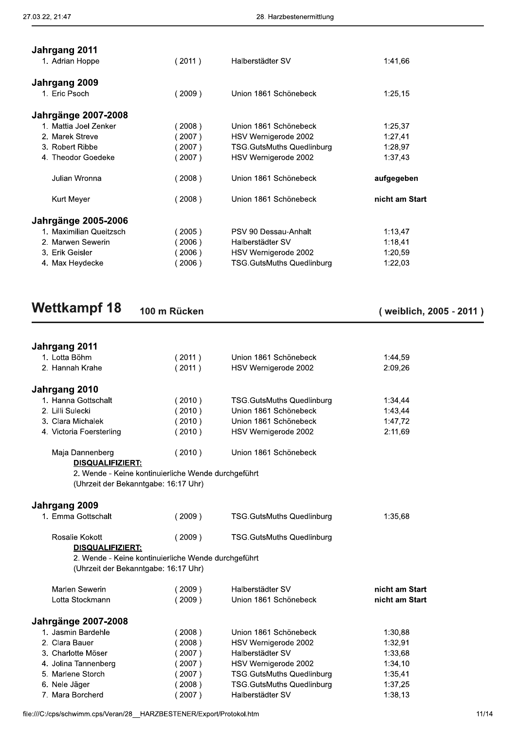### Jahrgang 2011

| | | | |
|---|---|---|---|
| 1. Adrian Hoppe | ( 2011 ) | Halberstädter SV | 1:41,66 |

### Jahrgang 2009

| | | | |
|---|---|---|---|
| 1. Eric Psoch | ( 2009 ) | Union 1861 Schönebeck | 1:25,15 |

### Jahrgänge 2007-2008

| | | | |
|---|---|---|---|
| 1. Mattia Joel Zenker | ( 2008 ) | Union 1861 Schönebeck | 1:25,37 |
| 2. Marek Streve | ( 2007 ) | HSV Wernigerode 2002 | 1:27,41 |
| 3. Robert Ribbe | ( 2007 ) | TSG.GutsMuths Quedlinburg | 1:28,97 |
| 4. Theodor Goedeke | ( 2007 ) | HSV Wernigerode 2002 | 1:37,43 |
| Julian Wronna | ( 2008 ) | Union 1861 Schönebeck | **aufgegeben** |
| Kurt Meyer | ( 2008 ) | Union 1861 Schönebeck | **nicht am Start** |

### Jahrgänge 2005-2006

| | | | |
|---|---|---|---|
| 1. Maximilian Queitzsch | ( 2005 ) | PSV 90 Dessau-Anhalt | 1:13,47 |
| 2. Marwen Sewerin | ( 2006 ) | Halberstädter SV | 1:18,41 |
| 3. Erik Geisler | ( 2006 ) | HSV Wernigerode 2002 | 1:20,59 |
| 4. Max Heydecke | ( 2006 ) | TSG.GutsMuths Quedlinburg | 1:22,03 |

# Wettkampf 18 — 100 m Rücken (weiblich, 2005 - 2011)

### Jahrgang 2011

| | | | |
|---|---|---|---|
| 1. Lotta Böhm | ( 2011 ) | Union 1861 Schönebeck | 1:44,59 |
| 2. Hannah Krahe | ( 2011 ) | HSV Wernigerode 2002 | 2:09,26 |

### Jahrgang 2010

| | | | |
|---|---|---|---|
| 1. Hanna Gottschalt | ( 2010 ) | TSG.GutsMuths Quedlinburg | 1:34,44 |
| 2. Lilli Sulecki | ( 2010 ) | Union 1861 Schönebeck | 1:43,44 |
| 3. Clara Michalek | ( 2010 ) | Union 1861 Schönebeck | 1:47,72 |
| 4. Victoria Foersterling | ( 2010 ) | HSV Wernigerode 2002 | 2:11,69 |
| Maja Dannenberg | ( 2010 ) | Union 1861 Schönebeck | |

**DISQUALIFIZIERT:**
2. Wende - Keine kontinuierliche Wende durchgeführt
(Uhrzeit der Bekanntgabe: 16:17 Uhr)

### Jahrgang 2009

| | | | |
|---|---|---|---|
| 1. Emma Gottschalt | ( 2009 ) | TSG.GutsMuths Quedlinburg | 1:35,68 |
| Rosalie Kokott | ( 2009 ) | TSG.GutsMuths Quedlinburg | |

**DISQUALIFIZIERT:**
2. Wende - Keine kontinuierliche Wende durchgeführt
(Uhrzeit der Bekanntgabe: 16:17 Uhr)

| | | | |
|---|---|---|---|
| Marlen Sewerin | ( 2009 ) | Halberstädter SV | **nicht am Start** |
| Lotta Stockmann | ( 2009 ) | Union 1861 Schönebeck | **nicht am Start** |

### Jahrgänge 2007-2008

| | | | |
|---|---|---|---|
| 1. Jasmin Bardehle | ( 2008 ) | Union 1861 Schönebeck | 1:30,88 |
| 2. Clara Bauer | ( 2008 ) | HSV Wernigerode 2002 | 1:32,91 |
| 3. Charlotte Möser | ( 2007 ) | Halberstädter SV | 1:33,68 |
| 4. Jolina Tannenberg | ( 2007 ) | HSV Wernigerode 2002 | 1:34,10 |
| 5. Marlene Storch | ( 2007 ) | TSG.GutsMuths Quedlinburg | 1:35,41 |
| 6. Nele Jäger | ( 2008 ) | TSG.GutsMuths Quedlinburg | 1:37,25 |
| 7. Mara Borcherd | ( 2007 ) | Halberstädter SV | 1:38,13 |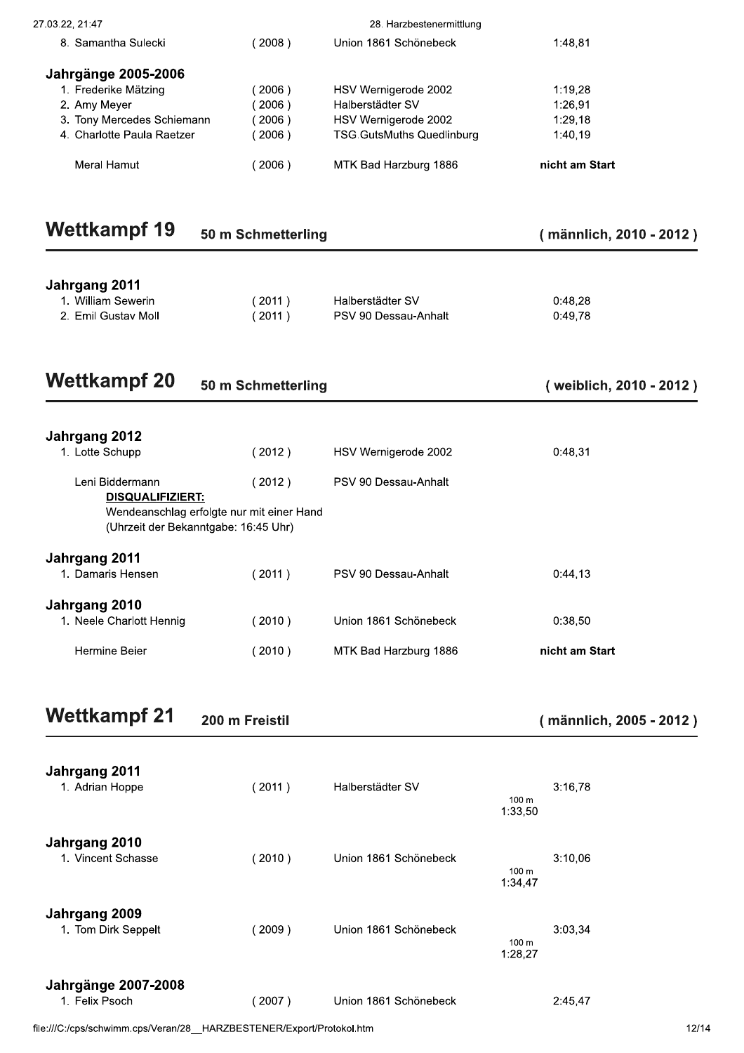| | | | |
|---|---|---|---|
| 8. Samantha Sulecki | ( 2008 ) | Union 1861 Schönebeck | 1:48,81 |

### Jahrgänge 2005-2006

| | | | |
|---|---|---|---|
| 1. Frederike Mätzing | ( 2006 ) | HSV Wernigerode 2002 | 1:19,28 |
| 2. Amy Meyer | ( 2006 ) | Halberstädter SV | 1:26,91 |
| 3. Tony Mercedes Schiemann | ( 2006 ) | HSV Wernigerode 2002 | 1:29,18 |
| 4. Charlotte Paula Raetzer | ( 2006 ) | TSG GutsMuths Quedlinburg | 1:40,19 |
| Meral Hamut | ( 2006 ) | MTK Bad Harzburg 1886 | **nicht am Start** |

## Wettkampf 19 — 50 m Schmetterling — ( männlich, 2010 - 2012 )

### Jahrgang 2011

| | | | |
|---|---|---|---|
| 1. William Sewerin | ( 2011 ) | Halberstädter SV | 0:48,28 |
| 2. Emil Gustav Moll | ( 2011 ) | PSV 90 Dessau-Anhalt | 0:49,78 |

## Wettkampf 20 — 50 m Schmetterling — ( weiblich, 2010 - 2012 )

### Jahrgang 2012

| | | | |
|---|---|---|---|
| 1. Lotte Schupp | ( 2012 ) | HSV Wernigerode 2002 | 0:48,31 |
| Leni Biddermann | ( 2012 ) | PSV 90 Dessau-Anhalt | |

**DISQUALIFIZIERT:**
Wendeanschlag erfolgte nur mit einer Hand
(Uhrzeit der Bekanntgabe: 16:45 Uhr)

### Jahrgang 2011

| | | | |
|---|---|---|---|
| 1. Damaris Hensen | ( 2011 ) | PSV 90 Dessau-Anhalt | 0:44,13 |

### Jahrgang 2010

| | | | |
|---|---|---|---|
| 1. Neele Charlott Hennig | ( 2010 ) | Union 1861 Schönebeck | 0:38,50 |
| Hermine Beier | ( 2010 ) | MTK Bad Harzburg 1886 | **nicht am Start** |

## Wettkampf 21 — 200 m Freistil — ( männlich, 2005 - 2012 )

### Jahrgang 2011

| | | | | |
|---|---|---|---|---|
| 1. Adrian Hoppe | ( 2011 ) | Halberstädter SV | 100 m 1:33,50 | 3:16,78 |

### Jahrgang 2010

| | | | | |
|---|---|---|---|---|
| 1. Vincent Schasse | ( 2010 ) | Union 1861 Schönebeck | 100 m 1:34,47 | 3:10,06 |

### Jahrgang 2009

| | | | | |
|---|---|---|---|---|
| 1. Tom Dirk Seppelt | ( 2009 ) | Union 1861 Schönebeck | 100 m 1:28,27 | 3:03,34 |

### Jahrgänge 2007-2008

| | | | |
|---|---|---|---|
| 1. Felix Psoch | ( 2007 ) | Union 1861 Schönebeck | 2:45,47 |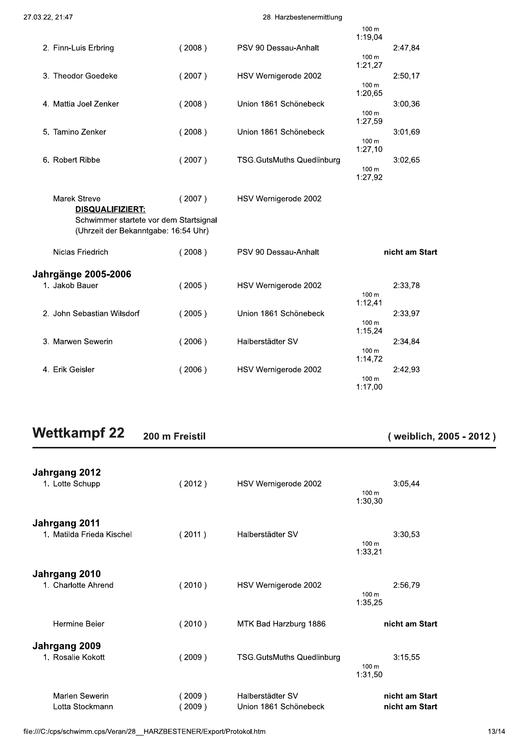| | | | 100 m | |
|---|---|---|---|---|
| | | | 1:19,04 | |
| 2. Finn-Luis Erbring | ( 2008 ) | PSV 90 Dessau-Anhalt | | 2:47,84 |
| | | | 100 m 1:21,27 | |
| 3. Theodor Goedeke | ( 2007 ) | HSV Wernigerode 2002 | | 2:50,17 |
| | | | 100 m 1:20,65 | |
| 4. Mattia Joel Zenker | ( 2008 ) | Union 1861 Schönebeck | | 3:00,36 |
| | | | 100 m 1:27,59 | |
| 5. Tamino Zenker | ( 2008 ) | Union 1861 Schönebeck | | 3:01,69 |
| | | | 100 m 1:27,10 | |
| 6. Robert Ribbe | ( 2007 ) | TSG.GutsMuths Quedlinburg | | 3:02,65 |
| | | | 100 m 1:27,92 | |

Marek Streve ( 2007 ) HSV Wernigerode 2002
**DISQUALIFIZIERT:**
Schwimmer startete vor dem Startsignal
(Uhrzeit der Bekanntgabe: 16:54 Uhr)

Niclas Friedrich ( 2008 ) PSV 90 Dessau-Anhalt **nicht am Start**

### Jahrgänge 2005-2006

| | | | | |
|---|---|---|---|---|
| 1. Jakob Bauer | ( 2005 ) | HSV Wernigerode 2002 | | 2:33,78 |
| | | | 100 m 1:12,41 | |
| 2. John Sebastian Wilsdorf | ( 2005 ) | Union 1861 Schönebeck | | 2:33,97 |
| | | | 100 m 1:15,24 | |
| 3. Marwen Sewerin | ( 2006 ) | Halberstädter SV | | 2:34,84 |
| | | | 100 m 1:14,72 | |
| 4. Erik Geisler | ( 2006 ) | HSV Wernigerode 2002 | | 2:42,93 |
| | | | 100 m 1:17,00 | |

## Wettkampf 22 200 m Freistil ( weiblich, 2005 - 2012 )

### Jahrgang 2012

| | | | | |
|---|---|---|---|---|
| 1. Lotte Schupp | ( 2012 ) | HSV Wernigerode 2002 | | 3:05,44 |
| | | | 100 m 1:30,30 | |

### Jahrgang 2011

| | | | | |
|---|---|---|---|---|
| 1. Matilda Frieda Kischel | ( 2011 ) | Halberstädter SV | | 3:30,53 |
| | | | 100 m 1:33,21 | |

### Jahrgang 2010

| | | | | |
|---|---|---|---|---|
| 1. Charlotte Ahrend | ( 2010 ) | HSV Wernigerode 2002 | | 2:56,79 |
| | | | 100 m 1:35,25 | |
| Hermine Beier | ( 2010 ) | MTK Bad Harzburg 1886 | | **nicht am Start** |

### Jahrgang 2009

| | | | | |
|---|---|---|---|---|
| 1. Rosalie Kokott | ( 2009 ) | TSG.GutsMuths Quedlinburg | | 3:15,55 |
| | | | 100 m 1:31,50 | |
| Marlen Sewerin | ( 2009 ) | Halberstädter SV | | **nicht am Start** |
| Lotta Stockmann | ( 2009 ) | Union 1861 Schönebeck | | **nicht am Start** |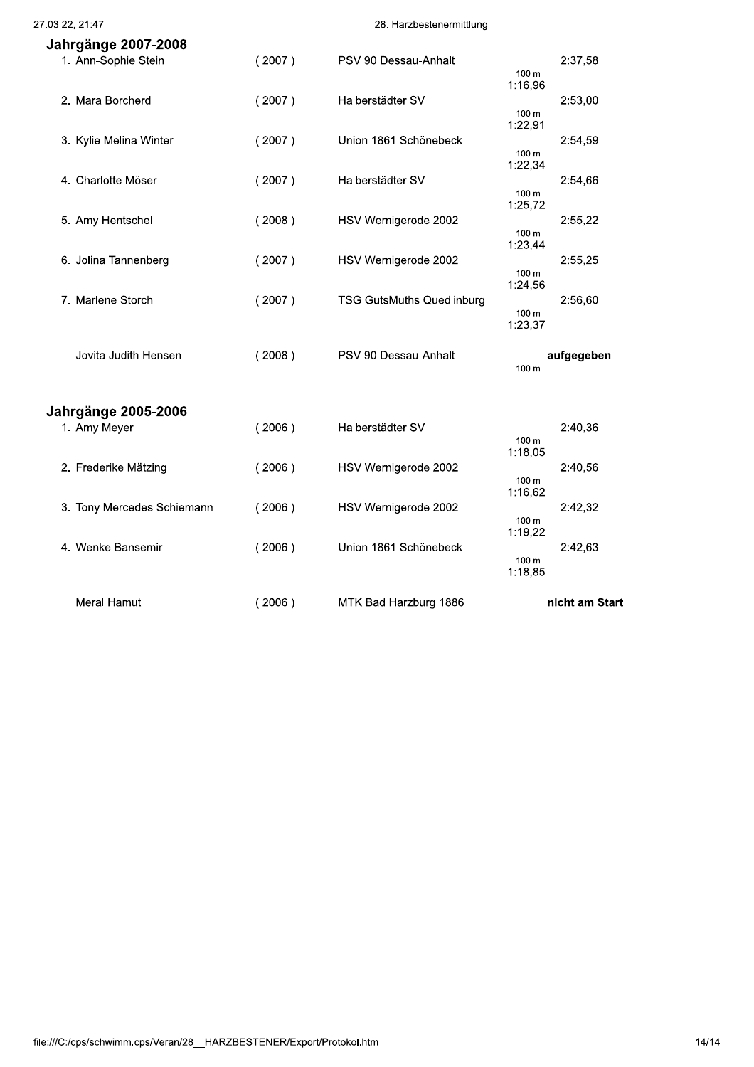## Jahrgänge 2007-2008

| Platz | Name | Jahrgang | Verein | 100 m | Zeit |
|---|---|---|---|---|---|
| 1. | Ann-Sophie Stein | (2007) | PSV 90 Dessau-Anhalt | 1:16,96 | 2:37,58 |
| 2. | Mara Borcherd | (2007) | Halberstädter SV | 1:22,91 | 2:53,00 |
| 3. | Kylie Melina Winter | (2007) | Union 1861 Schönebeck | 1:22,34 | 2:54,59 |
| 4. | Charlotte Möser | (2007) | Halberstädter SV | 1:25,72 | 2:54,66 |
| 5. | Amy Hentschel | (2008) | HSV Wernigerode 2002 | 1:23,44 | 2:55,22 |
| 6. | Jolina Tannenberg | (2007) | HSV Wernigerode 2002 | 1:24,56 | 2:55,25 |
| 7. | Marlene Storch | (2007) | TSG.GutsMuths Quedlinburg | 1:23,37 | 2:56,60 |
| | Jovita Judith Hensen | (2008) | PSV 90 Dessau-Anhalt | | **aufgegeben** |

## Jahrgänge 2005-2006

| Platz | Name | Jahrgang | Verein | 100 m | Zeit |
|---|---|---|---|---|---|
| 1. | Amy Meyer | (2006) | Halberstädter SV | 1:18,05 | 2:40,36 |
| 2. | Frederike Mätzing | (2006) | HSV Wernigerode 2002 | 1:16,62 | 2:40,56 |
| 3. | Tony Mercedes Schiemann | (2006) | HSV Wernigerode 2002 | 1:19,22 | 2:42,32 |
| 4. | Wenke Bansemir | (2006) | Union 1861 Schönebeck | 1:18,85 | 2:42,63 |
| | Meral Hamut | (2006) | MTK Bad Harzburg 1886 | | **nicht am Start** |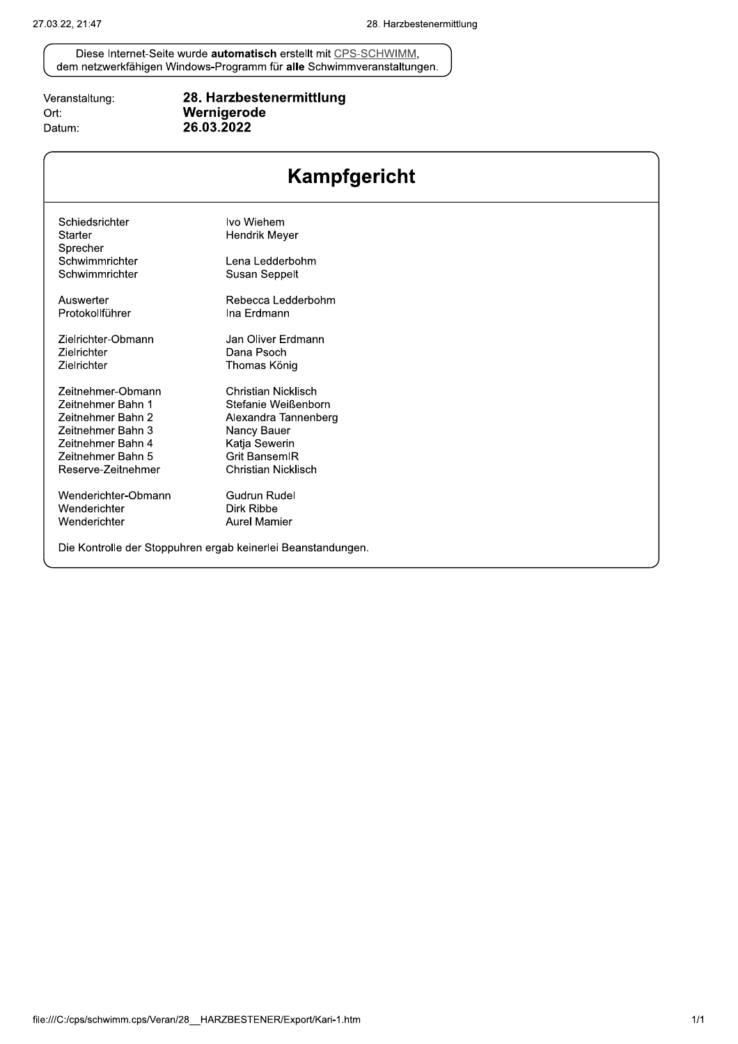Diese Internet-Seite wurde **automatisch** erstellt mit CPS-SCHWIMM, dem netzwerkfähigen Windows-Programm für **alle** Schwimmveranstaltungen.

| | |
|---|---|
| Veranstaltung: | **28. Harzbestenermittlung** |
| Ort: | **Wernigerode** |
| Datum: | **26.03.2022** |

# Kampfgericht

| | |
|---|---|
| Schiedsrichter | Ivo Wiehem |
| Starter | Hendrik Meyer |
| Sprecher | |
| Schwimmrichter | Lena Ledderbohm |
| Schwimmrichter | Susan Seppelt |
| | |
| Auswerter | Rebecca Ledderbohm |
| Protokollführer | Ina Erdmann |
| | |
| Zielrichter-Obmann | Jan Oliver Erdmann |
| Zielrichter | Dana Psoch |
| Zielrichter | Thomas König |
| | |
| Zeitnehmer-Obmann | Christian Nicklisch |
| Zeitnehmer Bahn 1 | Stefanie Weißenborn |
| Zeitnehmer Bahn 2 | Alexandra Tannenberg |
| Zeitnehmer Bahn 3 | Nancy Bauer |
| Zeitnehmer Bahn 4 | Katja Sewerin |
| Zeitnehmer Bahn 5 | Grit BansemIR |
| Reserve-Zeitnehmer | Christian Nicklisch |
| | |
| Wenderichter-Obmann | Gudrun Rudel |
| Wenderichter | Dirk Ribbe |
| Wenderichter | Aurel Mamier |

Die Kontrolle der Stoppuhren ergab keinerlei Beanstandungen.